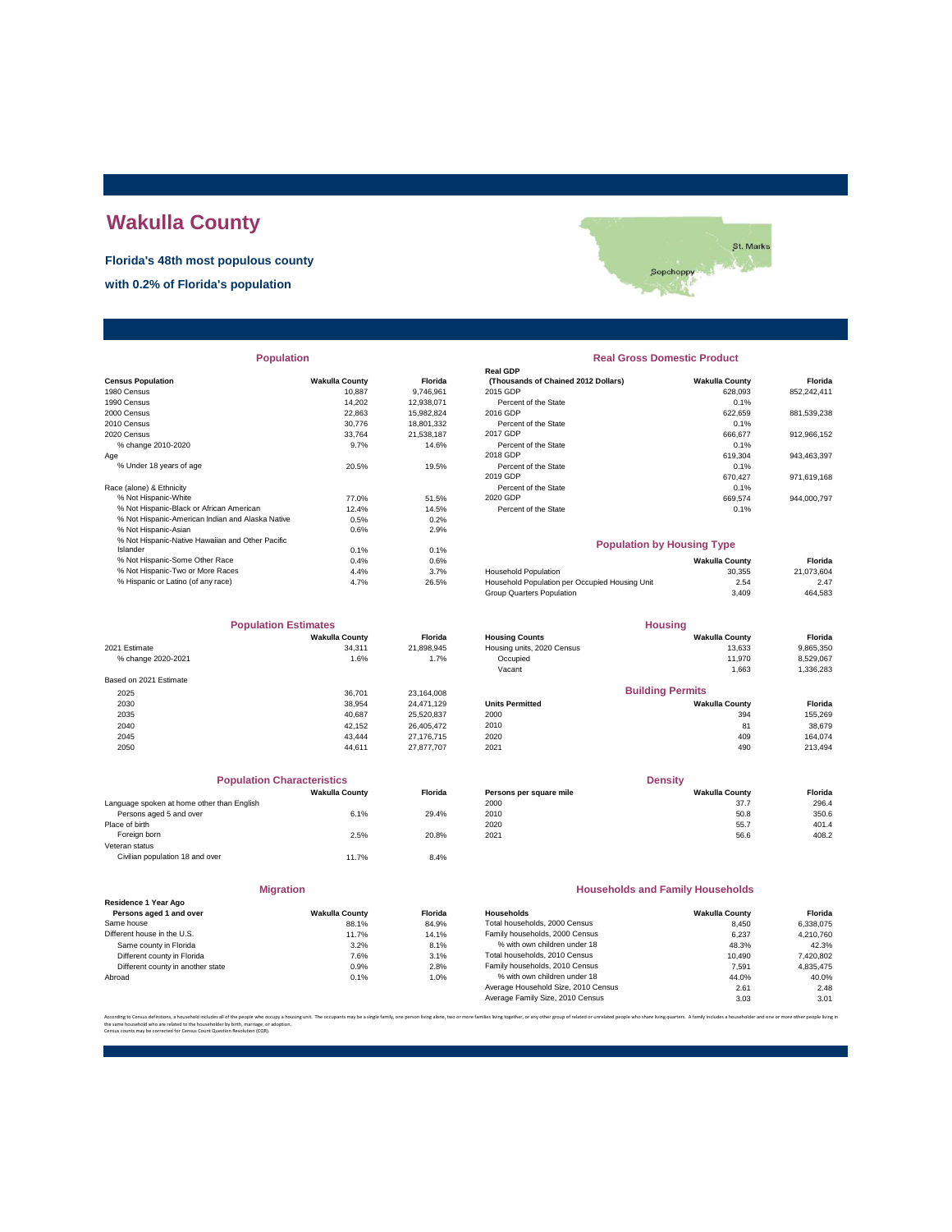# Wakulla County

**Florida's 48th most populous county**

**with 0.2% of Florida's population**

## Population

| Census Population | Wakulla County | Florida |
|---|---|---|
| 1980 Census | 10,887 | 9,746,961 |
| 1990 Census | 14,202 | 12,938,071 |
| 2000 Census | 22,863 | 15,982,824 |
| 2010 Census | 30,776 | 18,801,332 |
| 2020 Census | 33,764 | 21,538,187 |
| % change 2010-2020 | 9.7% | 14.6% |
| Age | | |
| % Under 18 years of age | 20.5% | 19.5% |
| Race (alone) & Ethnicity | | |
| % Not Hispanic-White | 77.0% | 51.5% |
| % Not Hispanic-Black or African American | 12.4% | 14.5% |
| % Not Hispanic-American Indian and Alaska Native | 0.5% | 0.2% |
| % Not Hispanic-Asian | 0.6% | 2.9% |
| % Not Hispanic-Native Hawaiian and Other Pacific Islander | 0.1% | 0.1% |
| % Not Hispanic-Some Other Race | 0.4% | 0.6% |
| % Not Hispanic-Two or More Races | 4.4% | 3.7% |
| % Hispanic or Latino (of any race) | 4.7% | 26.5% |

## Real Gross Domestic Product

| Real GDP (Thousands of Chained 2012 Dollars) | Wakulla County | Florida |
|---|---|---|
| 2015 GDP | 628,093 | 852,242,411 |
| Percent of the State | 0.1% | |
| 2016 GDP | 622,659 | 881,539,238 |
| Percent of the State | 0.1% | |
| 2017 GDP | 666,677 | 912,966,152 |
| Percent of the State | 0.1% | |
| 2018 GDP | 619,304 | 943,463,397 |
| Percent of the State | 0.1% | |
| 2019 GDP | 670,427 | 971,619,168 |
| Percent of the State | 0.1% | |
| 2020 GDP | 669,574 | 944,000,797 |
| Percent of the State | 0.1% | |

## Population by Housing Type

| | Wakulla County | Florida |
|---|---|---|
| Household Population | 30,355 | 21,073,604 |
| Household Population per Occupied Housing Unit | 2.54 | 2.47 |
| Group Quarters Population | 3,409 | 464,583 |

## Population Estimates

| | Wakulla County | Florida |
|---|---|---|
| 2021 Estimate | 34,311 | 21,898,945 |
| % change 2020-2021 | 1.6% | 1.7% |
| Based on 2021 Estimate | | |
| 2025 | 36,701 | 23,164,008 |
| 2030 | 38,954 | 24,471,129 |
| 2035 | 40,687 | 25,520,837 |
| 2040 | 42,152 | 26,405,472 |
| 2045 | 43,444 | 27,176,715 |
| 2050 | 44,611 | 27,877,707 |

## Housing

| Housing Counts | Wakulla County | Florida |
|---|---|---|
| Housing units, 2020 Census | 13,633 | 9,865,350 |
| Occupied | 11,970 | 8,529,067 |
| Vacant | 1,663 | 1,336,283 |

## Building Permits

| Units Permitted | Wakulla County | Florida |
|---|---|---|
| 2000 | 394 | 155,269 |
| 2010 | 81 | 38,679 |
| 2020 | 409 | 164,074 |
| 2021 | 490 | 213,494 |

## Population Characteristics

| | Wakulla County | Florida |
|---|---|---|
| Language spoken at home other than English | | |
| Persons aged 5 and over | 6.1% | 29.4% |
| Place of birth | | |
| Foreign born | 2.5% | 20.8% |
| Veteran status | | |
| Civilian population 18 and over | 11.7% | 8.4% |

## Density

| Persons per square mile | Wakulla County | Florida |
|---|---|---|
| 2000 | 37.7 | 296.4 |
| 2010 | 50.8 | 350.6 |
| 2020 | 55.7 | 401.4 |
| 2021 | 56.6 | 408.2 |

## Migration

| Residence 1 Year Ago<br>Persons aged 1 and over | Wakulla County | Florida |
|---|---|---|
| Same house | 88.1% | 84.9% |
| Different house in the U.S. | 11.7% | 14.1% |
| Same county in Florida | 3.2% | 8.1% |
| Different county in Florida | 7.6% | 3.1% |
| Different county in another state | 0.9% | 2.8% |
| Abroad | 0.1% | 1.0% |

## Households and Family Households

| Households | Wakulla County | Florida |
|---|---|---|
| Total households, 2000 Census | 8,450 | 6,338,075 |
| Family households, 2000 Census | 6,237 | 4,210,760 |
| % with own children under 18 | 48.3% | 42.3% |
| Total households, 2010 Census | 10,490 | 7,420,802 |
| Family households, 2010 Census | 7,591 | 4,835,475 |
| % with own children under 18 | 44.0% | 40.0% |
| Average Household Size, 2010 Census | 2.61 | 2.48 |
| Average Family Size, 2010 Census | 3.03 | 3.01 |

According to Census definitions, a household includes all of the people who occupy a housing unit. The occupants may be a single family, one person living alone, two or more families living together, or any other group of related or unrelated people who share living quarters. A family includes a householder and one or more other people living in the same household who are related to the householder by birth, marriage, or adoption.
Census counts may be corrected for Census Count Question Resolution (CQR).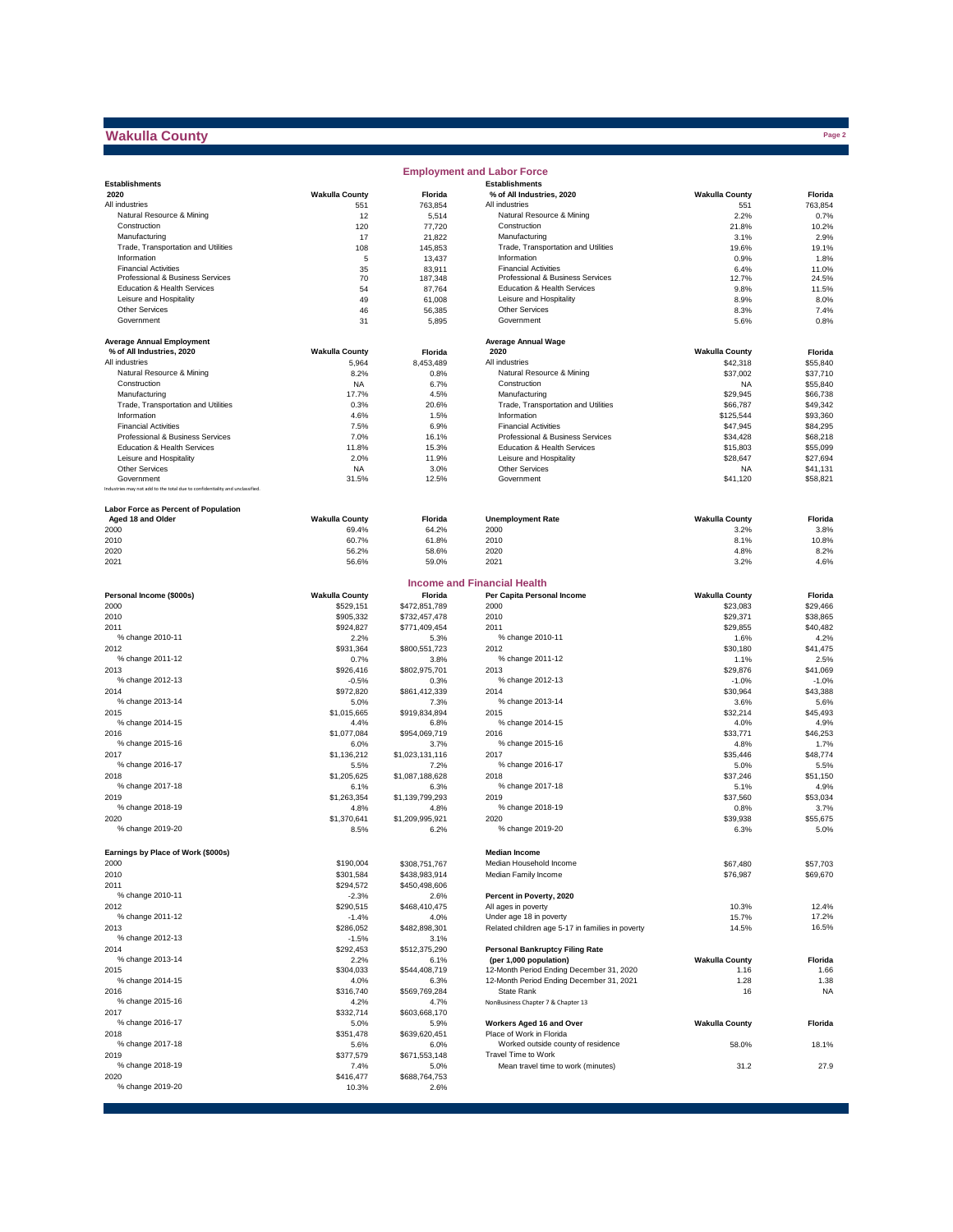# Wakulla County

## Employment and Labor Force

| Establishments 2020 | Wakulla County | Florida |
|---|---|---|
| All industries | 551 | 763,854 |
| Natural Resource & Mining | 12 | 5,514 |
| Construction | 120 | 77,720 |
| Manufacturing | 17 | 21,822 |
| Trade, Transportation and Utilities | 108 | 145,853 |
| Information | 5 | 13,437 |
| Financial Activities | 35 | 83,911 |
| Professional & Business Services | 70 | 187,348 |
| Education & Health Services | 54 | 87,764 |
| Leisure and Hospitality | 49 | 61,008 |
| Other Services | 46 | 56,385 |
| Government | 31 | 5,895 |

| Establishments % of All Industries, 2020 | Wakulla County | Florida |
|---|---|---|
| All industries | 551 | 763,854 |
| Natural Resource & Mining | 2.2% | 0.7% |
| Construction | 21.8% | 10.2% |
| Manufacturing | 3.1% | 2.9% |
| Trade, Transportation and Utilities | 19.6% | 19.1% |
| Information | 0.9% | 1.8% |
| Financial Activities | 6.4% | 11.0% |
| Professional & Business Services | 12.7% | 24.5% |
| Education & Health Services | 9.8% | 11.5% |
| Leisure and Hospitality | 8.9% | 8.0% |
| Other Services | 8.3% | 7.4% |
| Government | 5.6% | 0.8% |

| Average Annual Employment % of All Industries, 2020 | Wakulla County | Florida |
|---|---|---|
| All industries | 5,964 | 8,453,489 |
| Natural Resource & Mining | 8.2% | 0.8% |
| Construction | NA | 6.7% |
| Manufacturing | 17.7% | 4.5% |
| Trade, Transportation and Utilities | 0.3% | 20.6% |
| Information | 4.6% | 1.5% |
| Financial Activities | 7.5% | 6.9% |
| Professional & Business Services | 7.0% | 16.1% |
| Education & Health Services | 11.8% | 15.3% |
| Leisure and Hospitality | 2.0% | 11.9% |
| Other Services | NA | 3.0% |
| Government | 31.5% | 12.5% |

Industries may not add to the total due to confidentiality and unclassified.

| Average Annual Wage 2020 | Wakulla County | Florida |
|---|---|---|
| All industries | $42,318 | $55,840 |
| Natural Resource & Mining | $37,002 | $37,710 |
| Construction | NA | $55,840 |
| Manufacturing | $29,945 | $66,738 |
| Trade, Transportation and Utilities | $66,787 | $49,342 |
| Information | $125,544 | $93,360 |
| Financial Activities | $47,945 | $84,295 |
| Professional & Business Services | $34,428 | $68,218 |
| Education & Health Services | $15,803 | $55,099 |
| Leisure and Hospitality | $28,647 | $27,694 |
| Other Services | NA | $41,131 |
| Government | $41,120 | $58,821 |

| Labor Force as Percent of Population Aged 18 and Older | Wakulla County | Florida |
|---|---|---|
| 2000 | 69.4% | 64.2% |
| 2010 | 60.7% | 61.8% |
| 2020 | 56.2% | 58.6% |
| 2021 | 56.6% | 59.0% |

| Unemployment Rate | Wakulla County | Florida |
|---|---|---|
| 2000 | 3.2% | 3.8% |
| 2010 | 8.1% | 10.8% |
| 2020 | 4.8% | 8.2% |
| 2021 | 3.2% | 4.6% |

## Income and Financial Health

| Personal Income ($000s) | Wakulla County | Florida |
|---|---|---|
| 2000 | $529,151 | $472,851,789 |
| 2010 | $905,332 | $732,457,478 |
| 2011 | $924,827 | $771,409,454 |
| % change 2010-11 | 2.2% | 5.3% |
| 2012 | $931,364 | $800,551,723 |
| % change 2011-12 | 0.7% | 3.8% |
| 2013 | $926,416 | $802,975,701 |
| % change 2012-13 | -0.5% | 0.3% |
| 2014 | $972,820 | $861,412,339 |
| % change 2013-14 | 5.0% | 7.3% |
| 2015 | $1,015,665 | $919,834,894 |
| % change 2014-15 | 4.4% | 6.8% |
| 2016 | $1,077,084 | $954,069,719 |
| % change 2015-16 | 6.0% | 3.7% |
| 2017 | $1,136,212 | $1,023,131,116 |
| % change 2016-17 | 5.5% | 7.2% |
| 2018 | $1,205,625 | $1,087,188,628 |
| % change 2017-18 | 6.1% | 6.3% |
| 2019 | $1,263,354 | $1,139,799,293 |
| % change 2018-19 | 4.8% | 4.8% |
| 2020 | $1,370,641 | $1,209,995,921 |
| % change 2019-20 | 8.5% | 6.2% |

| Per Capita Personal Income | Wakulla County | Florida |
|---|---|---|
| 2000 | $23,083 | $29,466 |
| 2010 | $29,371 | $38,865 |
| 2011 | $29,855 | $40,482 |
| % change 2010-11 | 1.6% | 4.2% |
| 2012 | $30,180 | $41,475 |
| % change 2011-12 | 1.1% | 2.5% |
| 2013 | $29,876 | $41,069 |
| % change 2012-13 | -1.0% | -1.0% |
| 2014 | $30,964 | $43,388 |
| % change 2013-14 | 3.6% | 5.6% |
| 2015 | $32,214 | $45,493 |
| % change 2014-15 | 4.0% | 4.9% |
| 2016 | $33,771 | $46,253 |
| % change 2015-16 | 4.8% | 1.7% |
| 2017 | $35,446 | $48,774 |
| % change 2016-17 | 5.0% | 5.5% |
| 2018 | $37,246 | $51,150 |
| % change 2017-18 | 5.1% | 4.9% |
| 2019 | $37,560 | $53,034 |
| % change 2018-19 | 0.8% | 3.7% |
| 2020 | $39,938 | $55,675 |
| % change 2019-20 | 6.3% | 5.0% |

| Earnings by Place of Work ($000s) | Wakulla County | Florida |
|---|---|---|
| 2000 | $190,004 | $308,751,767 |
| 2010 | $301,584 | $438,983,914 |
| 2011 | $294,572 | $450,498,606 |
| % change 2010-11 | -2.3% | 2.6% |
| 2012 | $290,515 | $468,410,475 |
| % change 2011-12 | -1.4% | 4.0% |
| 2013 | $286,052 | $482,898,301 |
| % change 2012-13 | -1.5% | 3.1% |
| 2014 | $292,453 | $512,375,290 |
| % change 2013-14 | 2.2% | 6.1% |
| 2015 | $304,033 | $544,408,719 |
| % change 2014-15 | 4.0% | 6.3% |
| 2016 | $316,740 | $569,769,284 |
| % change 2015-16 | 4.2% | 4.7% |
| 2017 | $332,714 | $603,668,170 |
| % change 2016-17 | 5.0% | 5.9% |
| 2018 | $351,478 | $639,620,451 |
| % change 2017-18 | 5.6% | 6.0% |
| 2019 | $377,579 | $671,553,148 |
| % change 2018-19 | 7.4% | 5.0% |
| 2020 | $416,477 | $688,764,753 |
| % change 2019-20 | 10.3% | 2.6% |

| Median Income | Wakulla County | Florida |
|---|---|---|
| Median Household Income | $67,480 | $57,703 |
| Median Family Income | $76,987 | $69,670 |

| Percent in Poverty, 2020 | Wakulla County | Florida |
|---|---|---|
| All ages in poverty | 10.3% | 12.4% |
| Under age 18 in poverty | 15.7% | 17.2% |
| Related children age 5-17 in families in poverty | 14.5% | 16.5% |

| Personal Bankruptcy Filing Rate (per 1,000 population) | Wakulla County | Florida |
|---|---|---|
| 12-Month Period Ending December 31, 2020 | 1.16 | 1.66 |
| 12-Month Period Ending December 31, 2021 | 1.28 | 1.38 |
| State Rank | 16 | NA |

NonBusiness Chapter 7 & Chapter 13

| Workers Aged 16 and Over | Wakulla County | Florida |
|---|---|---|
| Place of Work in Florida | | |
| Worked outside county of residence | 58.0% | 18.1% |
| Travel Time to Work | | |
| Mean travel time to work (minutes) | 31.2 | 27.9 |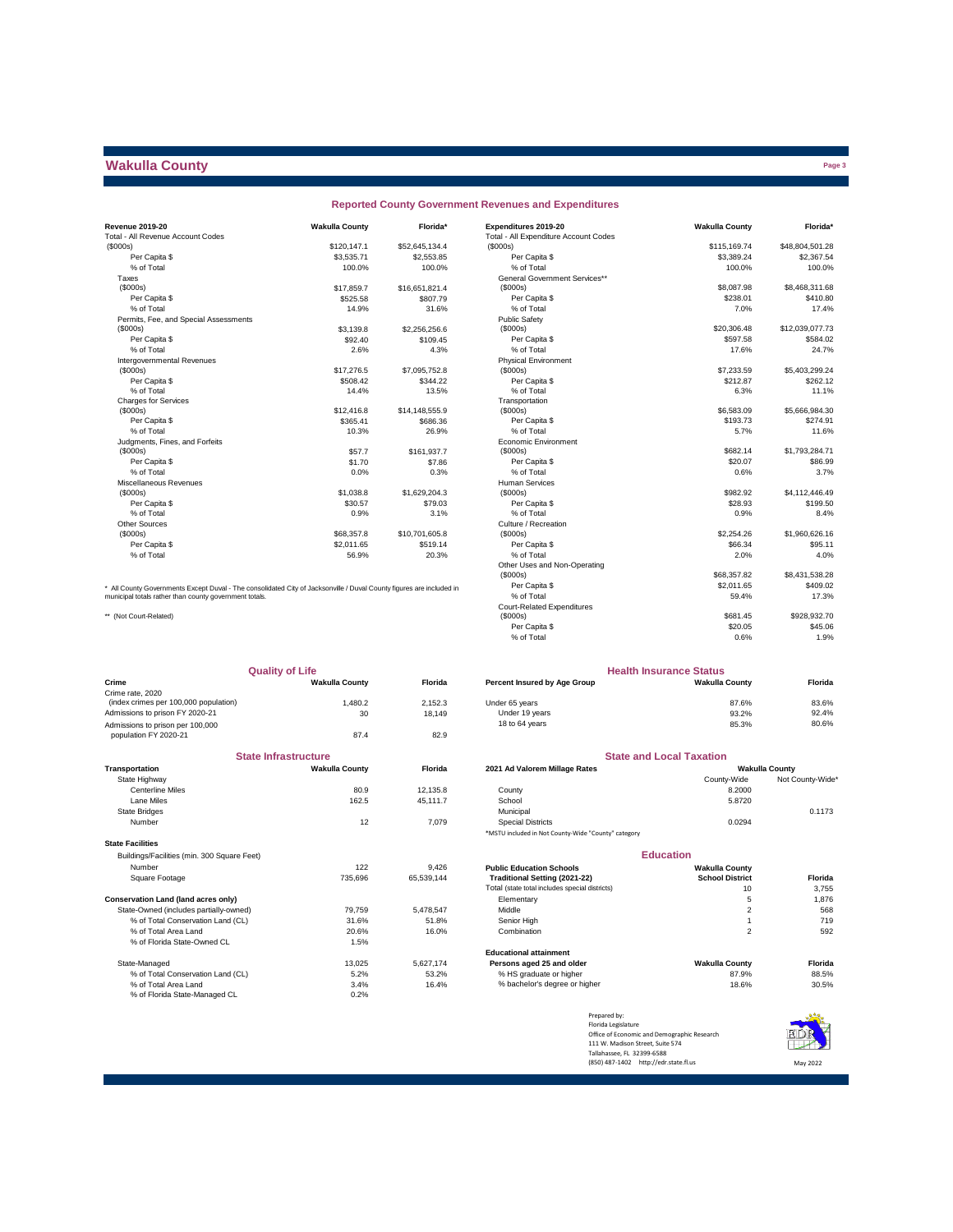# Wakulla County

## Reported County Government Revenues and Expenditures

| Revenue 2019-20 | Wakulla County | Florida* |
|---|---|---|
| Total - All Revenue Account Codes | | |
| ($000s) | $120,147.1 | $52,645,134.4 |
| Per Capita $ | $3,535.71 | $2,553.85 |
| % of Total | 100.0% | 100.0% |
| Taxes | | |
| ($000s) | $17,859.7 | $16,651,821.4 |
| Per Capita $ | $525.58 | $807.79 |
| % of Total | 14.9% | 31.6% |
| Permits, Fee, and Special Assessments | | |
| ($000s) | $3,139.8 | $2,256,256.6 |
| Per Capita $ | $92.40 | $109.45 |
| % of Total | 2.6% | 4.3% |
| Intergovernmental Revenues | | |
| ($000s) | $17,276.5 | $7,095,752.8 |
| Per Capita $ | $508.42 | $344.22 |
| % of Total | 14.4% | 13.5% |
| Charges for Services | | |
| ($000s) | $12,416.8 | $14,148,555.9 |
| Per Capita $ | $365.41 | $686.36 |
| % of Total | 10.3% | 26.9% |
| Judgments, Fines, and Forfeits | | |
| ($000s) | $57.7 | $161,937.7 |
| Per Capita $ | $1.70 | $7.86 |
| % of Total | 0.0% | 0.3% |
| Miscellaneous Revenues | | |
| ($000s) | $1,038.8 | $1,629,204.3 |
| Per Capita $ | $30.57 | $79.03 |
| % of Total | 0.9% | 3.1% |
| Other Sources | | |
| ($000s) | $68,357.8 | $10,701,605.8 |
| Per Capita $ | $2,011.65 | $519.14 |
| % of Total | 56.9% | 20.3% |

\* All County Governments Except Duval - The consolidated City of Jacksonville / Duval County figures are included in municipal totals rather than county government totals.

\*\* (Not Court-Related)

| Expenditures 2019-20 | Wakulla County | Florida* |
|---|---|---|
| Total - All Expenditure Account Codes | | |
| ($000s) | $115,169.74 | $48,804,501.28 |
| Per Capita $ | $3,389.24 | $2,367.54 |
| % of Total | 100.0% | 100.0% |
| General Government Services** | | |
| ($000s) | $8,087.98 | $8,468,311.68 |
| Per Capita $ | $238.01 | $410.80 |
| % of Total | 7.0% | 17.4% |
| Public Safety | | |
| ($000s) | $20,306.48 | $12,039,077.73 |
| Per Capita $ | $597.58 | $584.02 |
| % of Total | 17.6% | 24.7% |
| Physical Environment | | |
| ($000s) | $7,233.59 | $5,403,299.24 |
| Per Capita $ | $212.87 | $262.12 |
| % of Total | 6.3% | 11.1% |
| Transportation | | |
| ($000s) | $6,583.09 | $5,666,984.30 |
| Per Capita $ | $193.73 | $274.91 |
| % of Total | 5.7% | 11.6% |
| Economic Environment | | |
| ($000s) | $682.14 | $1,793,284.71 |
| Per Capita $ | $20.07 | $86.99 |
| % of Total | 0.6% | 3.7% |
| Human Services | | |
| ($000s) | $982.92 | $4,112,446.49 |
| Per Capita $ | $28.93 | $199.50 |
| % of Total | 0.9% | 8.4% |
| Culture / Recreation | | |
| ($000s) | $2,254.26 | $1,960,626.16 |
| Per Capita $ | $66.34 | $95.11 |
| % of Total | 2.0% | 4.0% |
| Other Uses and Non-Operating | | |
| ($000s) | $68,357.82 | $8,431,538.28 |
| Per Capita $ | $2,011.65 | $409.02 |
| % of Total | 59.4% | 17.3% |
| Court-Related Expenditures | | |
| ($000s) | $681.45 | $928,932.70 |
| Per Capita $ | $20.05 | $45.06 |
| % of Total | 0.6% | 1.9% |

## Quality of Life

| Crime | Wakulla County | Florida |
|---|---|---|
| Crime rate, 2020 (index crimes per 100,000 population) | 1,480.2 | 2,152.3 |
| Admissions to prison FY 2020-21 | 30 | 18,149 |
| Admissions to prison per 100,000 population FY 2020-21 | 87.4 | 82.9 |

## Health Insurance Status

| Percent Insured by Age Group | Wakulla County | Florida |
|---|---|---|
| Under 65 years | 87.6% | 83.6% |
| Under 19 years | 93.2% | 92.4% |
| 18 to 64 years | 85.3% | 80.6% |

## State Infrastructure

| Transportation | Wakulla County | Florida |
|---|---|---|
| State Highway | | |
| Centerline Miles | 80.9 | 12,135.8 |
| Lane Miles | 162.5 | 45,111.7 |
| State Bridges | | |
| Number | 12 | 7,079 |

| State Facilities | Wakulla County | Florida |
|---|---|---|
| Buildings/Facilities (min. 300 Square Feet) | | |
| Number | 122 | 9,426 |
| Square Footage | 735,696 | 65,539,144 |

| Conservation Land (land acres only) | Wakulla County | Florida |
|---|---|---|
| State-Owned (includes partially-owned) | 79,759 | 5,478,547 |
| % of Total Conservation Land (CL) | 31.6% | 51.8% |
| % of Total Area Land | 20.6% | 16.0% |
| % of Florida State-Owned CL | 1.5% | |
| State-Managed | 13,025 | 5,627,174 |
| % of Total Conservation Land (CL) | 5.2% | 53.2% |
| % of Total Area Land | 3.4% | 16.4% |
| % of Florida State-Managed CL | 0.2% | |

## State and Local Taxation

| 2021 Ad Valorem Millage Rates | Wakulla County County-Wide | Wakulla County Not County-Wide* |
|---|---|---|
| County | 8.2000 | |
| School | 5.8720 | |
| Municipal | | 0.1173 |
| Special Districts | 0.0294 | |

\*MSTU included in Not County-Wide "County" category

## Education

| Public Education Schools Traditional Setting (2021-22) | Wakulla County School District | Florida |
|---|---|---|
| Total (state total includes special districts) | 10 | 3,755 |
| Elementary | 5 | 1,876 |
| Middle | 2 | 568 |
| Senior High | 1 | 719 |
| Combination | 2 | 592 |

| Educational attainment Persons aged 25 and older | Wakulla County | Florida |
|---|---|---|
| % HS graduate or higher | 87.9% | 88.5% |
| % bachelor's degree or higher | 18.6% | 30.5% |

Prepared by:
Florida Legislature
Office of Economic and Demographic Research
111 W. Madison Street, Suite 574
Tallahassee, FL 32399-6588
(850) 487-1402 http://edr.state.fl.us

May 2022